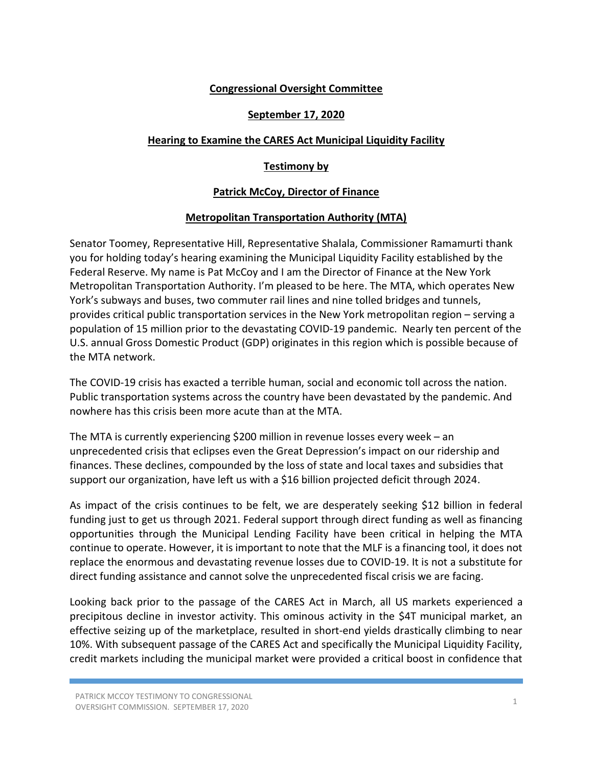**Congressional Oversight Committee**

**September 17, 2020**

**Hearing to Examine the CARES Act Municipal Liquidity Facility**

**Testimony by**

**Patrick McCoy, Director of Finance**

**Metropolitan Transportation Authority (MTA)**

Senator Toomey, Representative Hill, Representative Shalala, Commissioner Ramamurti thank you for holding today's hearing examining the Municipal Liquidity Facility established by the Federal Reserve. My name is Pat McCoy and I am the Director of Finance at the New York Metropolitan Transportation Authority. I'm pleased to be here. The MTA, which operates New York's subways and buses, two commuter rail lines and nine tolled bridges and tunnels, provides critical public transportation services in the New York metropolitan region – serving a population of 15 million prior to the devastating COVID-19 pandemic. Nearly ten percent of the U.S. annual Gross Domestic Product (GDP) originates in this region which is possible because of the MTA network.

The COVID-19 crisis has exacted a terrible human, social and economic toll across the nation. Public transportation systems across the country have been devastated by the pandemic. And nowhere has this crisis been more acute than at the MTA.

The MTA is currently experiencing $200 million in revenue losses every week – an unprecedented crisis that eclipses even the Great Depression's impact on our ridership and finances. These declines, compounded by the loss of state and local taxes and subsidies that support our organization, have left us with a $16 billion projected deficit through 2024.

As impact of the crisis continues to be felt, we are desperately seeking $12 billion in federal funding just to get us through 2021. Federal support through direct funding as well as financing opportunities through the Municipal Lending Facility have been critical in helping the MTA continue to operate. However, it is important to note that the MLF is a financing tool, it does not replace the enormous and devastating revenue losses due to COVID-19. It is not a substitute for direct funding assistance and cannot solve the unprecedented fiscal crisis we are facing.

Looking back prior to the passage of the CARES Act in March, all US markets experienced a precipitous decline in investor activity. This ominous activity in the $4T municipal market, an effective seizing up of the marketplace, resulted in short-end yields drastically climbing to near 10%. With subsequent passage of the CARES Act and specifically the Municipal Liquidity Facility, credit markets including the municipal market were provided a critical boost in confidence that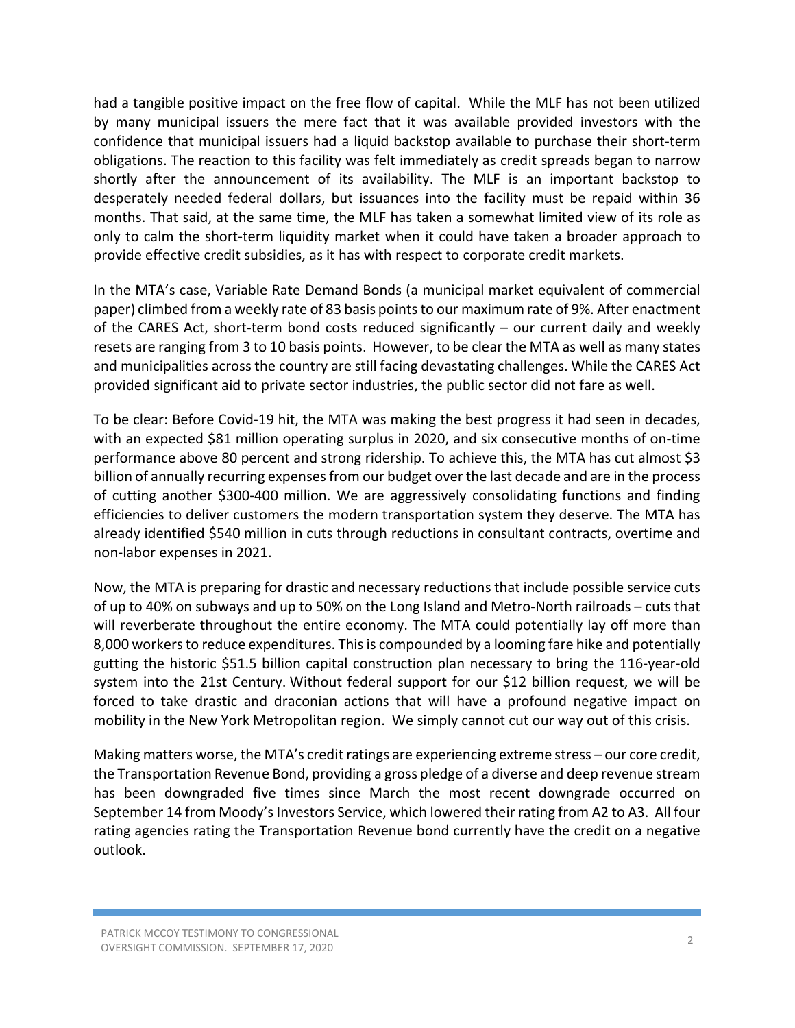had a tangible positive impact on the free flow of capital. While the MLF has not been utilized by many municipal issuers the mere fact that it was available provided investors with the confidence that municipal issuers had a liquid backstop available to purchase their short-term obligations. The reaction to this facility was felt immediately as credit spreads began to narrow shortly after the announcement of its availability. The MLF is an important backstop to desperately needed federal dollars, but issuances into the facility must be repaid within 36 months. That said, at the same time, the MLF has taken a somewhat limited view of its role as only to calm the short-term liquidity market when it could have taken a broader approach to provide effective credit subsidies, as it has with respect to corporate credit markets.

In the MTA's case, Variable Rate Demand Bonds (a municipal market equivalent of commercial paper) climbed from a weekly rate of 83 basis points to our maximum rate of 9%. After enactment of the CARES Act, short-term bond costs reduced significantly – our current daily and weekly resets are ranging from 3 to 10 basis points. However, to be clear the MTA as well as many states and municipalities across the country are still facing devastating challenges. While the CARES Act provided significant aid to private sector industries, the public sector did not fare as well.

To be clear: Before Covid-19 hit, the MTA was making the best progress it had seen in decades, with an expected $81 million operating surplus in 2020, and six consecutive months of on-time performance above 80 percent and strong ridership. To achieve this, the MTA has cut almost $3 billion of annually recurring expenses from our budget over the last decade and are in the process of cutting another $300-400 million. We are aggressively consolidating functions and finding efficiencies to deliver customers the modern transportation system they deserve. The MTA has already identified $540 million in cuts through reductions in consultant contracts, overtime and non-labor expenses in 2021.

Now, the MTA is preparing for drastic and necessary reductions that include possible service cuts of up to 40% on subways and up to 50% on the Long Island and Metro-North railroads – cuts that will reverberate throughout the entire economy. The MTA could potentially lay off more than 8,000 workers to reduce expenditures. This is compounded by a looming fare hike and potentially gutting the historic $51.5 billion capital construction plan necessary to bring the 116-year-old system into the 21st Century. Without federal support for our $12 billion request, we will be forced to take drastic and draconian actions that will have a profound negative impact on mobility in the New York Metropolitan region. We simply cannot cut our way out of this crisis.

Making matters worse, the MTA's credit ratings are experiencing extreme stress – our core credit, the Transportation Revenue Bond, providing a gross pledge of a diverse and deep revenue stream has been downgraded five times since March the most recent downgrade occurred on September 14 from Moody's Investors Service, which lowered their rating from A2 to A3. All four rating agencies rating the Transportation Revenue bond currently have the credit on a negative outlook.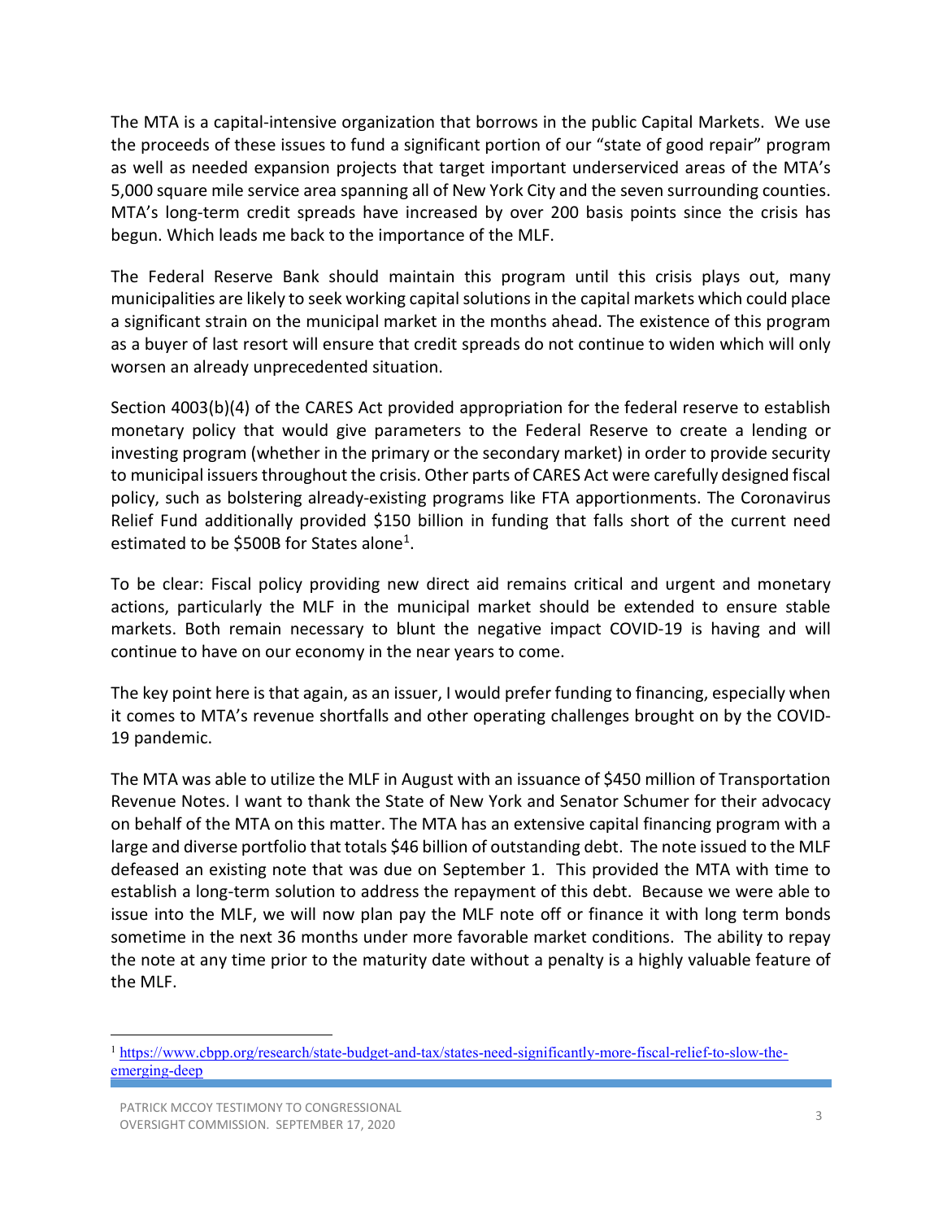The MTA is a capital-intensive organization that borrows in the public Capital Markets. We use the proceeds of these issues to fund a significant portion of our "state of good repair" program as well as needed expansion projects that target important underserviced areas of the MTA's 5,000 square mile service area spanning all of New York City and the seven surrounding counties. MTA's long-term credit spreads have increased by over 200 basis points since the crisis has begun. Which leads me back to the importance of the MLF.

The Federal Reserve Bank should maintain this program until this crisis plays out, many municipalities are likely to seek working capital solutions in the capital markets which could place a significant strain on the municipal market in the months ahead. The existence of this program as a buyer of last resort will ensure that credit spreads do not continue to widen which will only worsen an already unprecedented situation.

Section 4003(b)(4) of the CARES Act provided appropriation for the federal reserve to establish monetary policy that would give parameters to the Federal Reserve to create a lending or investing program (whether in the primary or the secondary market) in order to provide security to municipal issuers throughout the crisis. Other parts of CARES Act were carefully designed fiscal policy, such as bolstering already-existing programs like FTA apportionments. The Coronavirus Relief Fund additionally provided $150 billion in funding that falls short of the current need estimated to be $500B for States alone[1].

To be clear: Fiscal policy providing new direct aid remains critical and urgent and monetary actions, particularly the MLF in the municipal market should be extended to ensure stable markets. Both remain necessary to blunt the negative impact COVID-19 is having and will continue to have on our economy in the near years to come.

The key point here is that again, as an issuer, I would prefer funding to financing, especially when it comes to MTA's revenue shortfalls and other operating challenges brought on by the COVID-19 pandemic.

The MTA was able to utilize the MLF in August with an issuance of $450 million of Transportation Revenue Notes. I want to thank the State of New York and Senator Schumer for their advocacy on behalf of the MTA on this matter. The MTA has an extensive capital financing program with a large and diverse portfolio that totals $46 billion of outstanding debt. The note issued to the MLF defeased an existing note that was due on September 1. This provided the MTA with time to establish a long-term solution to address the repayment of this debt. Because we were able to issue into the MLF, we will now plan pay the MLF note off or finance it with long term bonds sometime in the next 36 months under more favorable market conditions. The ability to repay the note at any time prior to the maturity date without a penalty is a highly valuable feature of the MLF.

---

[1] https://www.cbpp.org/research/state-budget-and-tax/states-need-significantly-more-fiscal-relief-to-slow-the-emerging-deep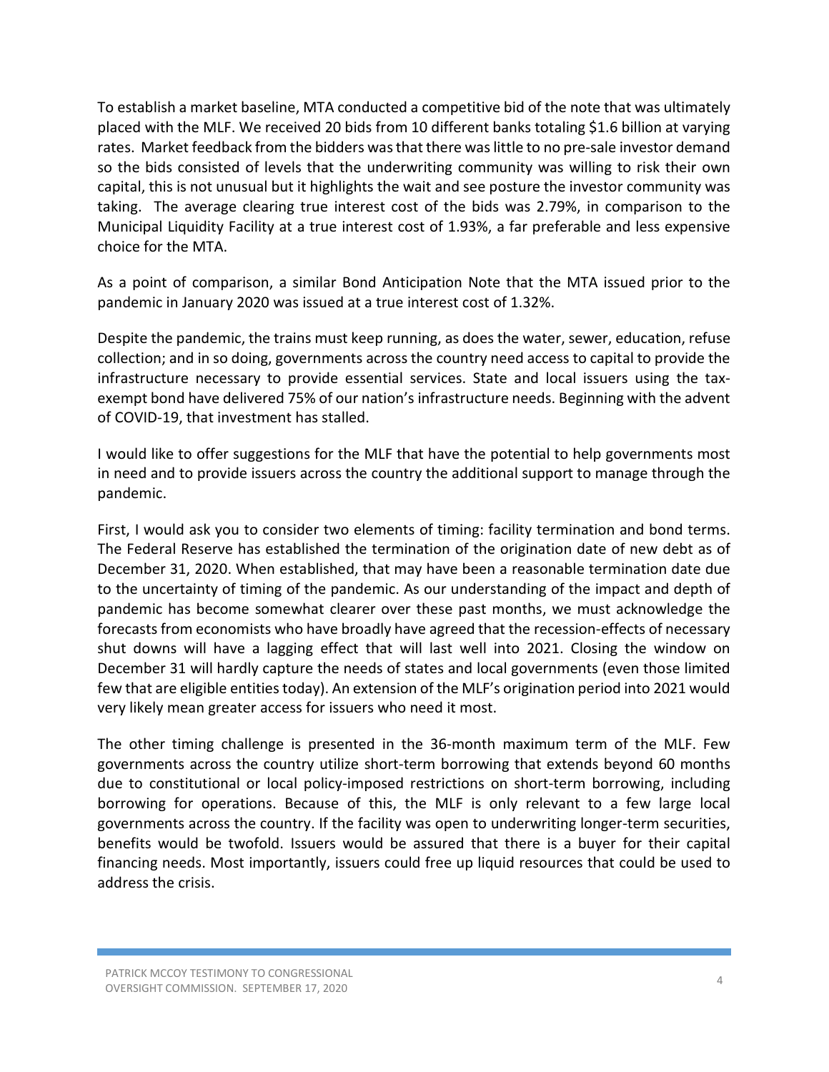To establish a market baseline, MTA conducted a competitive bid of the note that was ultimately placed with the MLF. We received 20 bids from 10 different banks totaling $1.6 billion at varying rates. Market feedback from the bidders was that there was little to no pre-sale investor demand so the bids consisted of levels that the underwriting community was willing to risk their own capital, this is not unusual but it highlights the wait and see posture the investor community was taking. The average clearing true interest cost of the bids was 2.79%, in comparison to the Municipal Liquidity Facility at a true interest cost of 1.93%, a far preferable and less expensive choice for the MTA.

As a point of comparison, a similar Bond Anticipation Note that the MTA issued prior to the pandemic in January 2020 was issued at a true interest cost of 1.32%.

Despite the pandemic, the trains must keep running, as does the water, sewer, education, refuse collection; and in so doing, governments across the country need access to capital to provide the infrastructure necessary to provide essential services. State and local issuers using the tax-exempt bond have delivered 75% of our nation's infrastructure needs. Beginning with the advent of COVID-19, that investment has stalled.

I would like to offer suggestions for the MLF that have the potential to help governments most in need and to provide issuers across the country the additional support to manage through the pandemic.

First, I would ask you to consider two elements of timing: facility termination and bond terms. The Federal Reserve has established the termination of the origination date of new debt as of December 31, 2020. When established, that may have been a reasonable termination date due to the uncertainty of timing of the pandemic. As our understanding of the impact and depth of pandemic has become somewhat clearer over these past months, we must acknowledge the forecasts from economists who have broadly have agreed that the recession-effects of necessary shut downs will have a lagging effect that will last well into 2021. Closing the window on December 31 will hardly capture the needs of states and local governments (even those limited few that are eligible entities today). An extension of the MLF's origination period into 2021 would very likely mean greater access for issuers who need it most.

The other timing challenge is presented in the 36-month maximum term of the MLF. Few governments across the country utilize short-term borrowing that extends beyond 60 months due to constitutional or local policy-imposed restrictions on short-term borrowing, including borrowing for operations. Because of this, the MLF is only relevant to a few large local governments across the country. If the facility was open to underwriting longer-term securities, benefits would be twofold. Issuers would be assured that there is a buyer for their capital financing needs. Most importantly, issuers could free up liquid resources that could be used to address the crisis.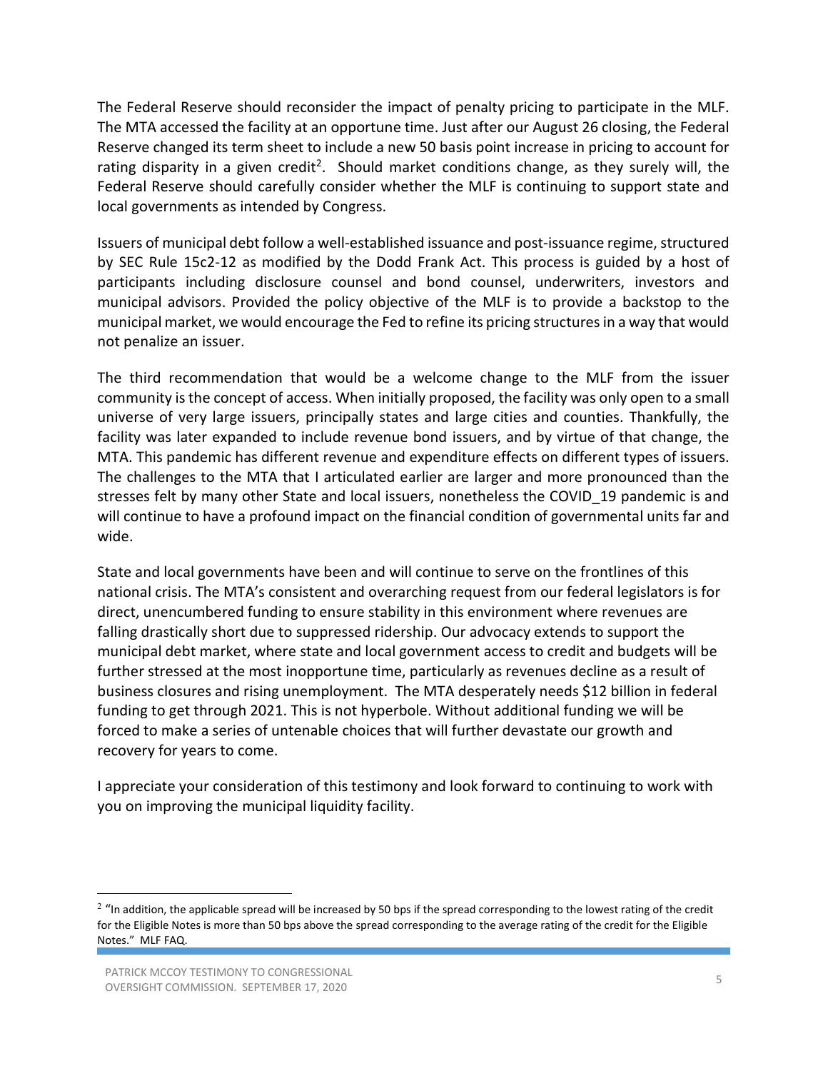The Federal Reserve should reconsider the impact of penalty pricing to participate in the MLF. The MTA accessed the facility at an opportune time. Just after our August 26 closing, the Federal Reserve changed its term sheet to include a new 50 basis point increase in pricing to account for rating disparity in a given credit[2]. Should market conditions change, as they surely will, the Federal Reserve should carefully consider whether the MLF is continuing to support state and local governments as intended by Congress.

Issuers of municipal debt follow a well-established issuance and post-issuance regime, structured by SEC Rule 15c2-12 as modified by the Dodd Frank Act. This process is guided by a host of participants including disclosure counsel and bond counsel, underwriters, investors and municipal advisors. Provided the policy objective of the MLF is to provide a backstop to the municipal market, we would encourage the Fed to refine its pricing structures in a way that would not penalize an issuer.

The third recommendation that would be a welcome change to the MLF from the issuer community is the concept of access. When initially proposed, the facility was only open to a small universe of very large issuers, principally states and large cities and counties. Thankfully, the facility was later expanded to include revenue bond issuers, and by virtue of that change, the MTA. This pandemic has different revenue and expenditure effects on different types of issuers. The challenges to the MTA that I articulated earlier are larger and more pronounced than the stresses felt by many other State and local issuers, nonetheless the COVID_19 pandemic is and will continue to have a profound impact on the financial condition of governmental units far and wide.

State and local governments have been and will continue to serve on the frontlines of this national crisis. The MTA's consistent and overarching request from our federal legislators is for direct, unencumbered funding to ensure stability in this environment where revenues are falling drastically short due to suppressed ridership. Our advocacy extends to support the municipal debt market, where state and local government access to credit and budgets will be further stressed at the most inopportune time, particularly as revenues decline as a result of business closures and rising unemployment. The MTA desperately needs $12 billion in federal funding to get through 2021. This is not hyperbole. Without additional funding we will be forced to make a series of untenable choices that will further devastate our growth and recovery for years to come.

I appreciate your consideration of this testimony and look forward to continuing to work with you on improving the municipal liquidity facility.

[2] "In addition, the applicable spread will be increased by 50 bps if the spread corresponding to the lowest rating of the credit for the Eligible Notes is more than 50 bps above the spread corresponding to the average rating of the credit for the Eligible Notes." MLF FAQ.